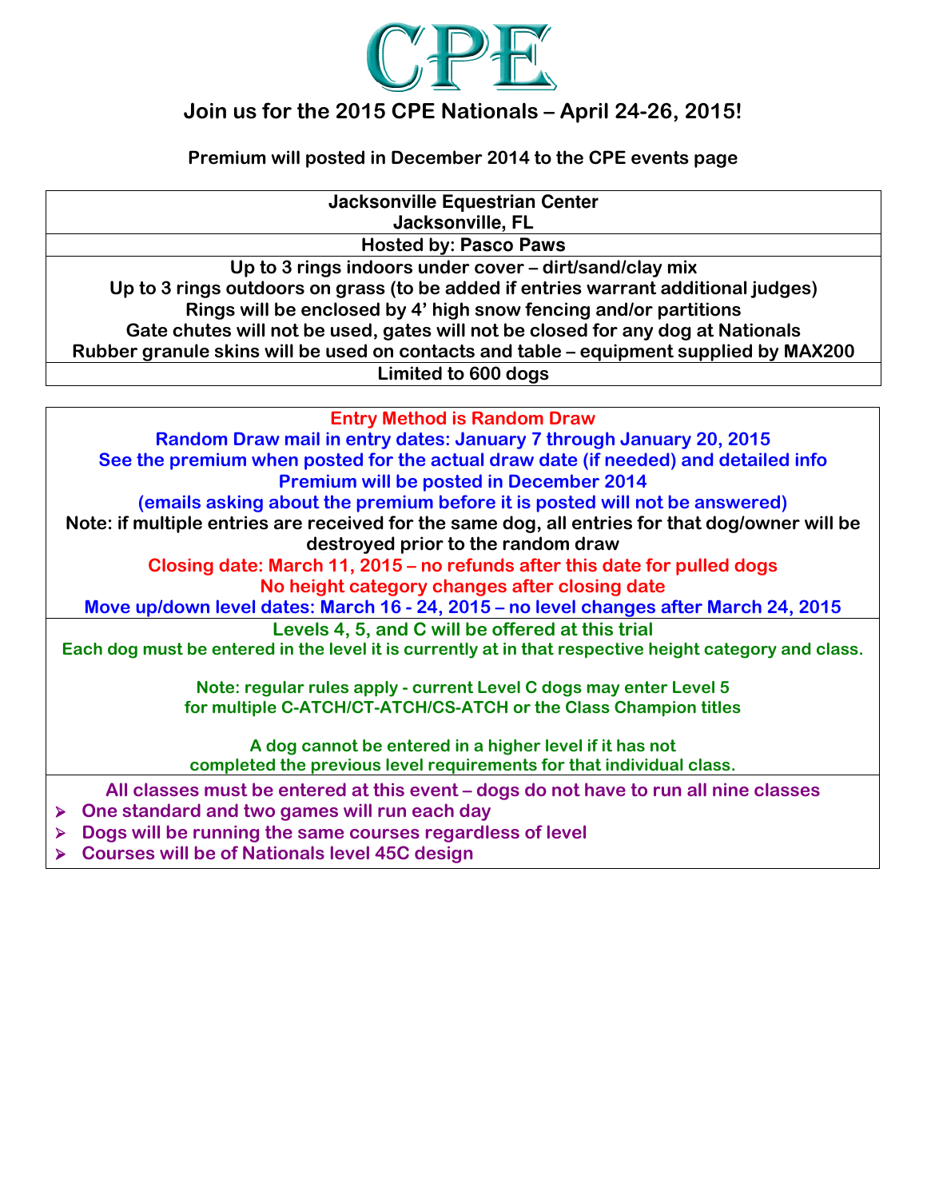# CPE

## Join us for the 2015 CPE Nationals – April 24-26, 2015!

**Premium will posted in December 2014 to the CPE events page**

**Jacksonville Equestrian Center**
**Jacksonville, FL**

**Hosted by: Pasco Paws**

**Up to 3 rings indoors under cover – dirt/sand/clay mix**
**Up to 3 rings outdoors on grass (to be added if entries warrant additional judges)**
**Rings will be enclosed by 4' high snow fencing and/or partitions**
**Gate chutes will not be used, gates will not be closed for any dog at Nationals**
**Rubber granule skins will be used on contacts and table – equipment supplied by MAX200**

**Limited to 600 dogs**

---

**Entry Method is Random Draw**
**Random Draw mail in entry dates: January 7 through January 20, 2015**
**See the premium when posted for the actual draw date (if needed) and detailed info**
**Premium will be posted in December 2014**
**(emails asking about the premium before it is posted will not be answered)**
**Note: if multiple entries are received for the same dog, all entries for that dog/owner will be destroyed prior to the random draw**
**Closing date: March 11, 2015 – no refunds after this date for pulled dogs**
**No height category changes after closing date**
**Move up/down level dates: March 16 - 24, 2015 – no level changes after March 24, 2015**

**Levels 4, 5, and C will be offered at this trial**
**Each dog must be entered in the level it is currently at in that respective height category and class.**

**Note: regular rules apply - current Level C dogs may enter Level 5 for multiple C-ATCH/CT-ATCH/CS-ATCH or the Class Champion titles**

**A dog cannot be entered in a higher level if it has not completed the previous level requirements for that individual class.**

**All classes must be entered at this event – dogs do not have to run all nine classes**

- **One standard and two games will run each day**
- **Dogs will be running the same courses regardless of level**
- **Courses will be of Nationals level 45C design**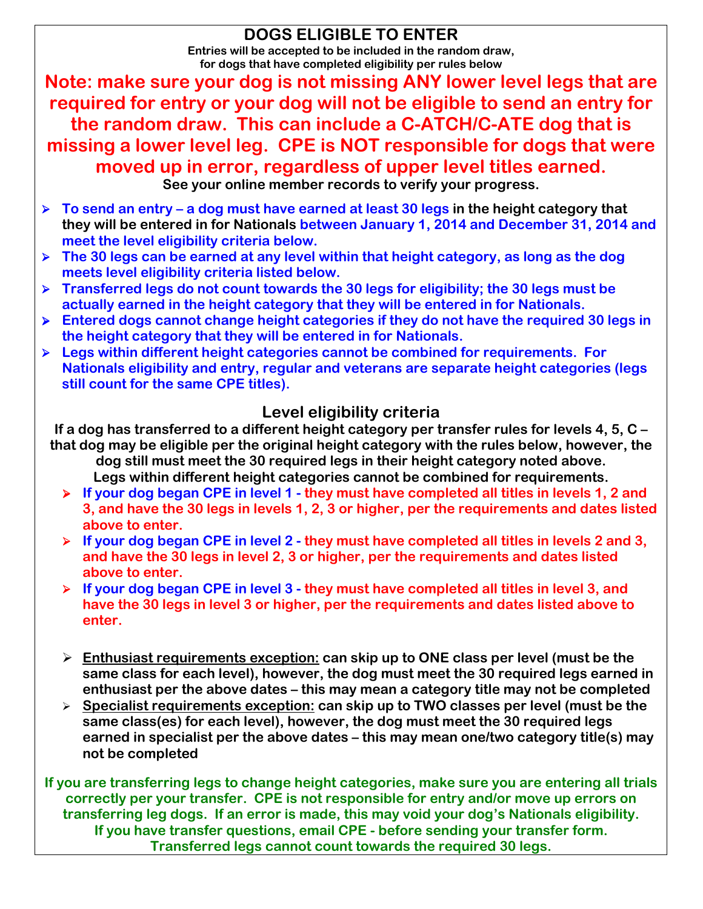# DOGS ELIGIBLE TO ENTER

**Entries will be accepted to be included in the random draw, for dogs that have completed eligibility per rules below**

**Note: make sure your dog is not missing ANY lower level legs that are required for entry or your dog will not be eligible to send an entry for the random draw. This can include a C-ATCH/C-ATE dog that is missing a lower level leg. CPE is NOT responsible for dogs that were moved up in error, regardless of upper level titles earned.**

**See your online member records to verify your progress.**

- **To send an entry – a dog must have earned at least 30 legs in the height category that they will be entered in for Nationals between January 1, 2014 and December 31, 2014 and meet the level eligibility criteria below.**
- **The 30 legs can be earned at any level within that height category, as long as the dog meets level eligibility criteria listed below.**
- **Transferred legs do not count towards the 30 legs for eligibility; the 30 legs must be actually earned in the height category that they will be entered in for Nationals.**
- **Entered dogs cannot change height categories if they do not have the required 30 legs in the height category that they will be entered in for Nationals.**
- **Legs within different height categories cannot be combined for requirements. For Nationals eligibility and entry, regular and veterans are separate height categories (legs still count for the same CPE titles).**

## Level eligibility criteria

**If a dog has transferred to a different height category per transfer rules for levels 4, 5, C – that dog may be eligible per the original height category with the rules below, however, the dog still must meet the 30 required legs in their height category noted above. Legs within different height categories cannot be combined for requirements.**

- **If your dog began CPE in level 1 - they must have completed all titles in levels 1, 2 and 3, and have the 30 legs in levels 1, 2, 3 or higher, per the requirements and dates listed above to enter.**
- **If your dog began CPE in level 2 - they must have completed all titles in levels 2 and 3, and have the 30 legs in level 2, 3 or higher, per the requirements and dates listed above to enter.**
- **If your dog began CPE in level 3 - they must have completed all titles in level 3, and have the 30 legs in level 3 or higher, per the requirements and dates listed above to enter.**

- **Enthusiast requirements exception: can skip up to ONE class per level (must be the same class for each level), however, the dog must meet the 30 required legs earned in enthusiast per the above dates – this may mean a category title may not be completed**
- **Specialist requirements exception: can skip up to TWO classes per level (must be the same class(es) for each level), however, the dog must meet the 30 required legs earned in specialist per the above dates – this may mean one/two category title(s) may not be completed**

**If you are transferring legs to change height categories, make sure you are entering all trials correctly per your transfer. CPE is not responsible for entry and/or move up errors on transferring leg dogs. If an error is made, this may void your dog's Nationals eligibility. If you have transfer questions, email CPE - before sending your transfer form. Transferred legs cannot count towards the required 30 legs.**